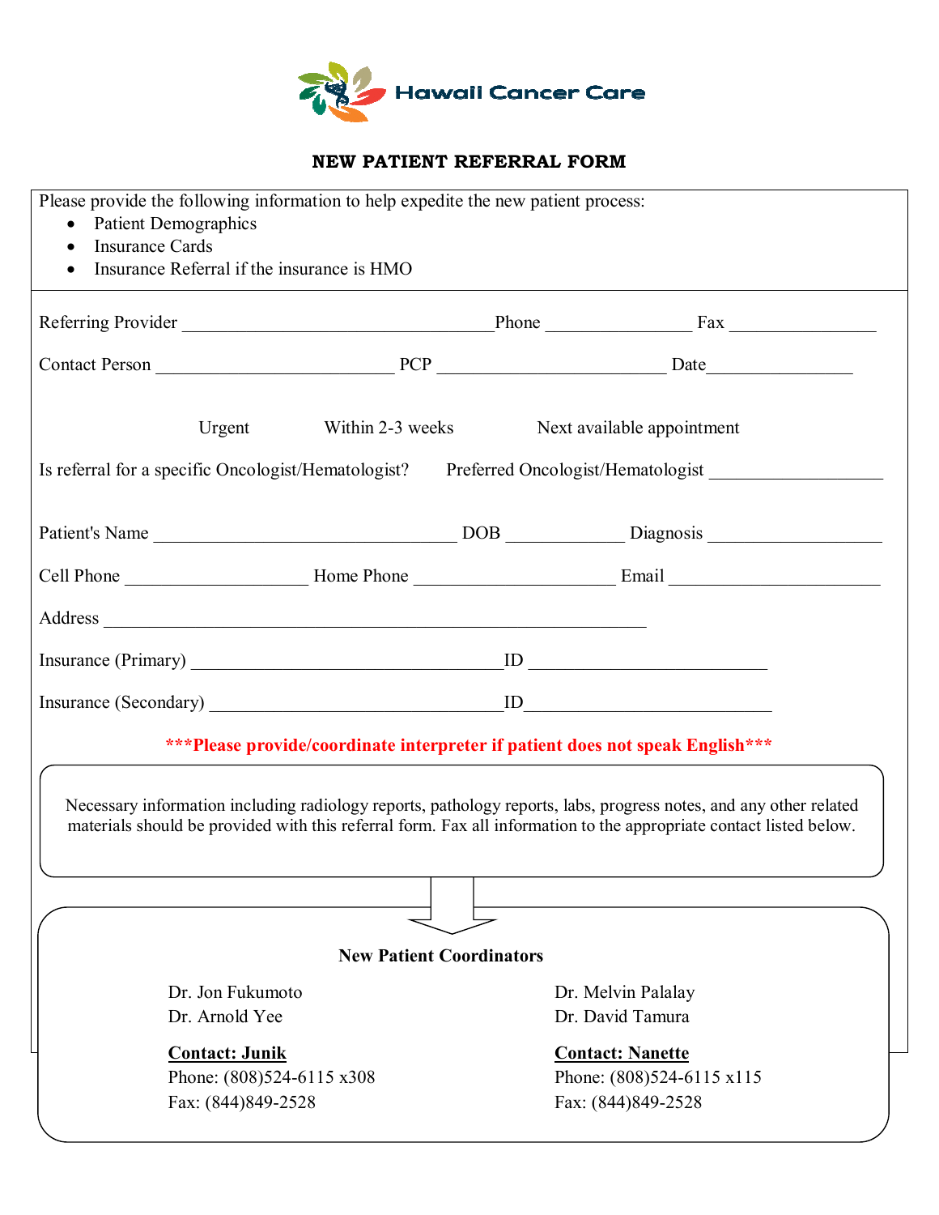Hawaii Cancer Care

# NEW PATIENT REFERRAL FORM

Please provide the following information to help expedite the new patient process:

- Patient Demographics
- Insurance Cards
- Insurance Referral if the insurance is HMO

Referring Provider ________________________________ Phone _______________ Fax ________________

Contact Person _________________________ PCP ________________________ Date________________

Urgent    Within 2-3 weeks    Next available appointment

Is referral for a specific Oncologist/Hematologist?    Preferred Oncologist/Hematologist __________________

Patient's Name ________________________________ DOB ____________ Diagnosis __________________

Cell Phone ___________________ Home Phone _____________________ Email ______________________

Address _________________________________________________________

Insurance (Primary) _________________________________ID _________________________

Insurance (Secondary) _______________________________ID__________________________

*****Please provide/coordinate interpreter if patient does not speak English*****

Necessary information including radiology reports, pathology reports, labs, progress notes, and any other related materials should be provided with this referral form. Fax all information to the appropriate contact listed below.

**New Patient Coordinators**

Dr. Jon Fukumoto
Dr. Arnold Yee

**Contact: Junik**
Phone: (808)524-6115 x308
Fax: (844)849-2528

Dr. Melvin Palalay
Dr. David Tamura

**Contact: Nanette**
Phone: (808)524-6115 x115
Fax: (844)849-2528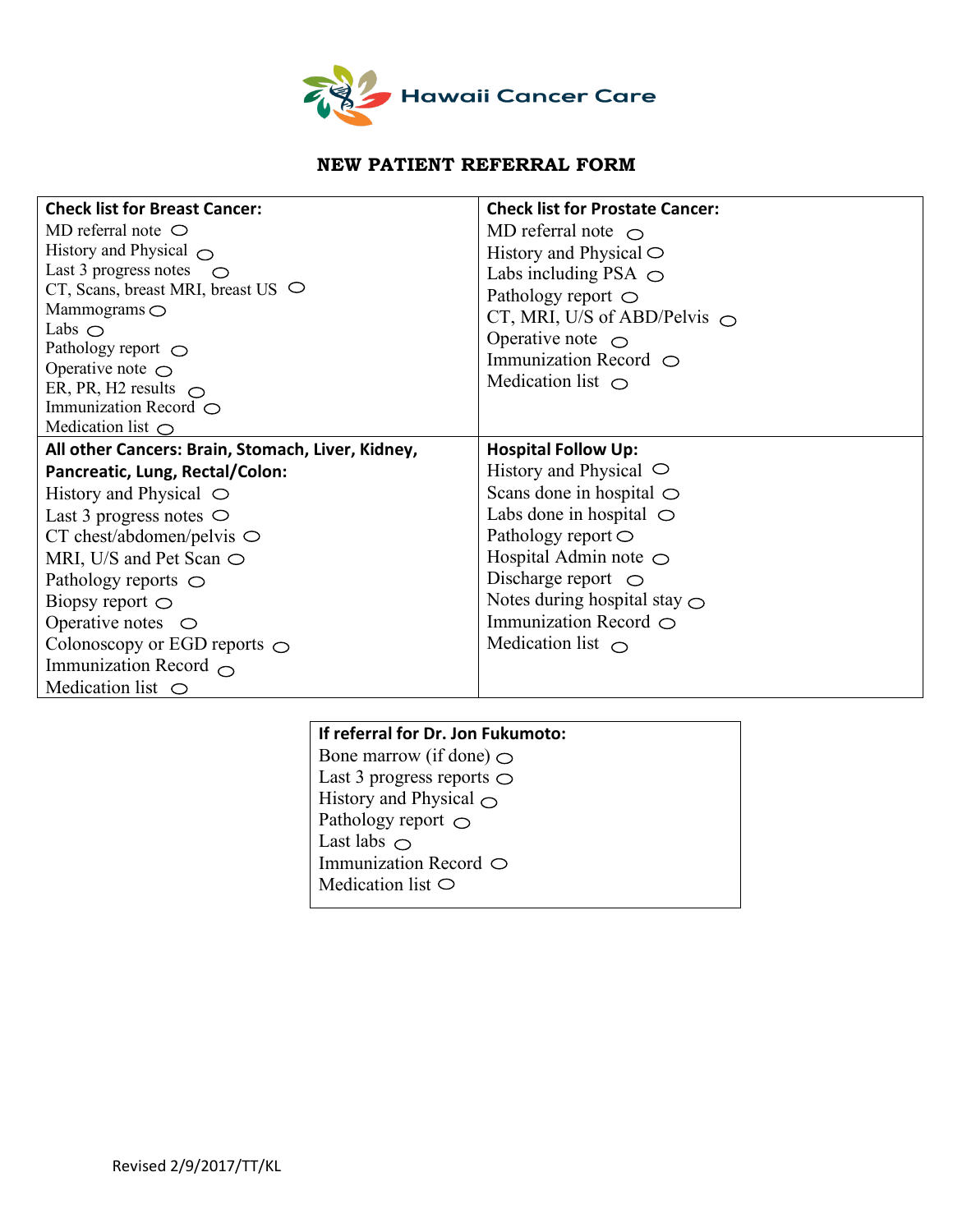Hawaii Cancer Care

# NEW PATIENT REFERRAL FORM

| | |
|---|---|
| **Check list for Breast Cancer:**<br>MD referral note ○<br>History and Physical ○<br>Last 3 progress notes ○<br>CT, Scans, breast MRI, breast US ○<br>Mammograms ○<br>Labs ○<br>Pathology report ○<br>Operative note ○<br>ER, PR, H2 results ○<br>Immunization Record ○<br>Medication list ○ | **Check list for Prostate Cancer:**<br>MD referral note ○<br>History and Physical ○<br>Labs including PSA ○<br>Pathology report ○<br>CT, MRI, U/S of ABD/Pelvis ○<br>Operative note ○<br>Immunization Record ○<br>Medication list ○ |
| **All other Cancers: Brain, Stomach, Liver, Kidney, Pancreatic, Lung, Rectal/Colon:**<br>History and Physical ○<br>Last 3 progress notes ○<br>CT chest/abdomen/pelvis ○<br>MRI, U/S and Pet Scan ○<br>Pathology reports ○<br>Biopsy report ○<br>Operative notes ○<br>Colonoscopy or EGD reports ○<br>Immunization Record ○<br>Medication list ○ | **Hospital Follow Up:**<br>History and Physical ○<br>Scans done in hospital ○<br>Labs done in hospital ○<br>Pathology report ○<br>Hospital Admin note ○<br>Discharge report ○<br>Notes during hospital stay ○<br>Immunization Record ○<br>Medication list ○ |

**If referral for Dr. Jon Fukumoto:**
- Bone marrow (if done) ○
- Last 3 progress reports ○
- History and Physical ○
- Pathology report ○
- Last labs ○
- Immunization Record ○
- Medication list ○

Revised 2/9/2017/TT/KL